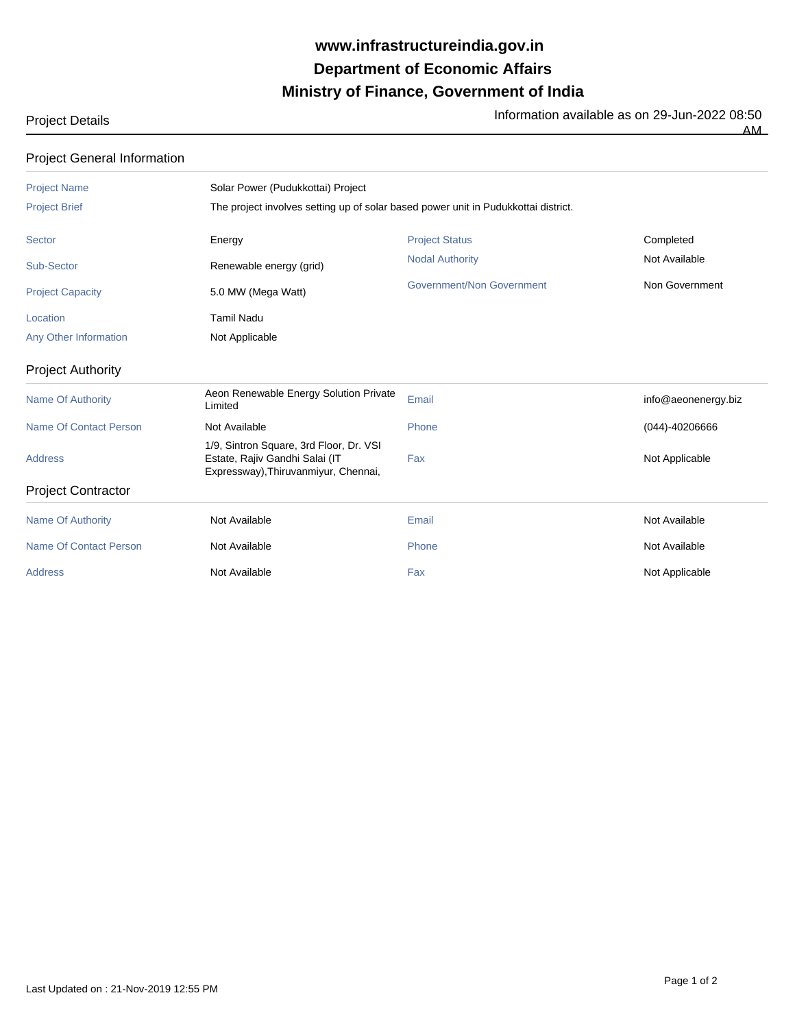# www.infrastructureindia.gov.in
# Department of Economic Affairs
# Ministry of Finance, Government of India

Project Details

Information available as on 29-Jun-2022 08:50 AM

## Project General Information

| | |
|---|---|
| Project Name | Solar Power (Pudukkottai) Project |
| Project Brief | The project involves setting up of solar based power unit in Pudukkottai district. |

| | | | |
|---|---|---|---|
| Sector | Energy | Project Status | Completed |
| Sub-Sector | Renewable energy (grid) | Nodal Authority | Not Available |
| Project Capacity | 5.0 MW (Mega Watt) | Government/Non Government | Non Government |
| Location | Tamil Nadu | | |
| Any Other Information | Not Applicable | | |

## Project Authority

| | | | |
|---|---|---|---|
| Name Of Authority | Aeon Renewable Energy Solution Private Limited | Email | info@aeonenergy.biz |
| Name Of Contact Person | Not Available | Phone | (044)-40206666 |
| Address | 1/9, Sintron Square, 3rd Floor, Dr. VSI Estate, Rajiv Gandhi Salai (IT Expressway),Thiruvanmiyur, Chennai, | Fax | Not Applicable |

## Project Contractor

| | | | |
|---|---|---|---|
| Name Of Authority | Not Available | Email | Not Available |
| Name Of Contact Person | Not Available | Phone | Not Available |
| Address | Not Available | Fax | Not Applicable |

Last Updated on : 21-Nov-2019 12:55 PM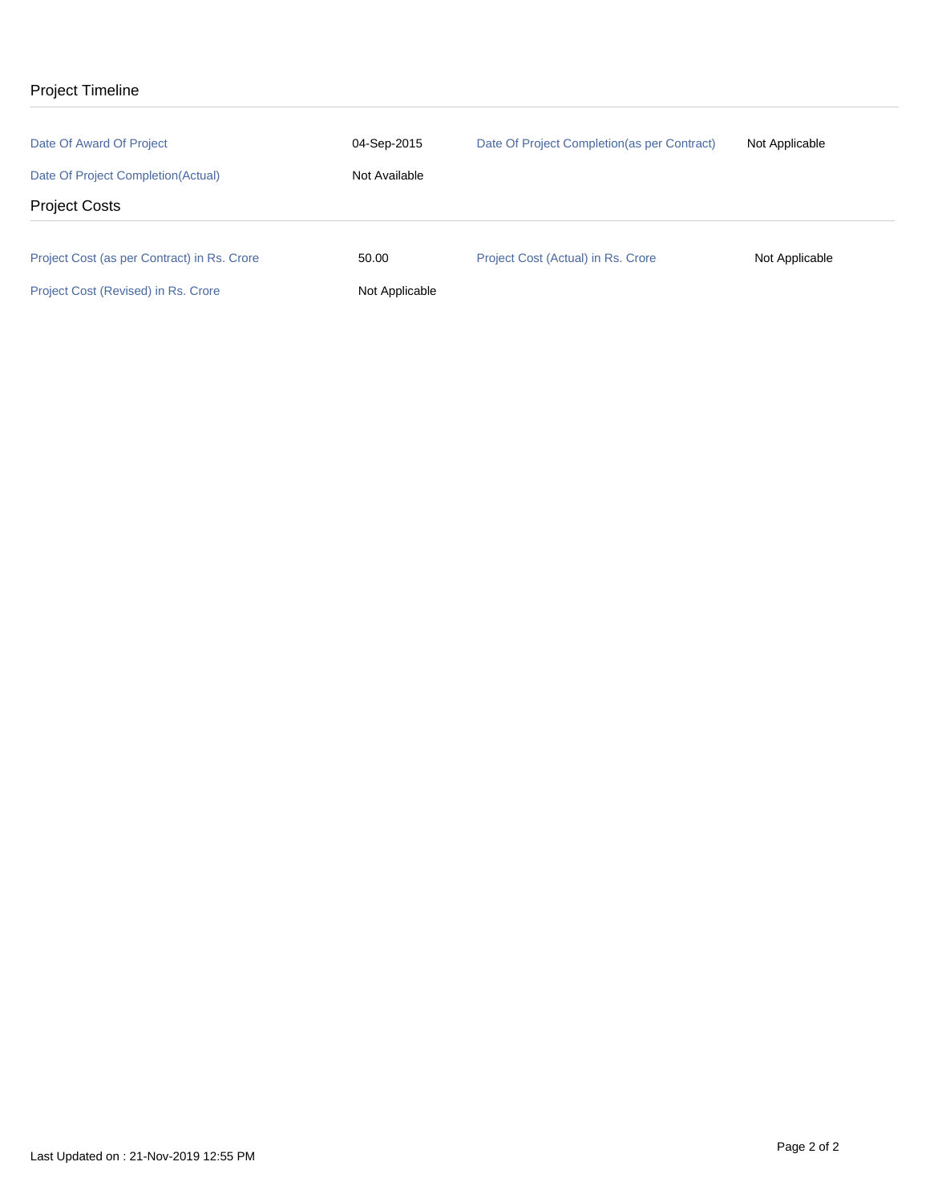## Project Timeline

| | | | |
|---|---|---|---|
| Date Of Award Of Project | 04-Sep-2015 | Date Of Project Completion(as per Contract) | Not Applicable |
| Date Of Project Completion(Actual) | Not Available | | |

## Project Costs

| | | | |
|---|---|---|---|
| Project Cost (as per Contract) in Rs. Crore | 50.00 | Project Cost (Actual) in Rs. Crore | Not Applicable |
| Project Cost (Revised) in Rs. Crore | Not Applicable | | |

Last Updated on : 21-Nov-2019 12:55 PM